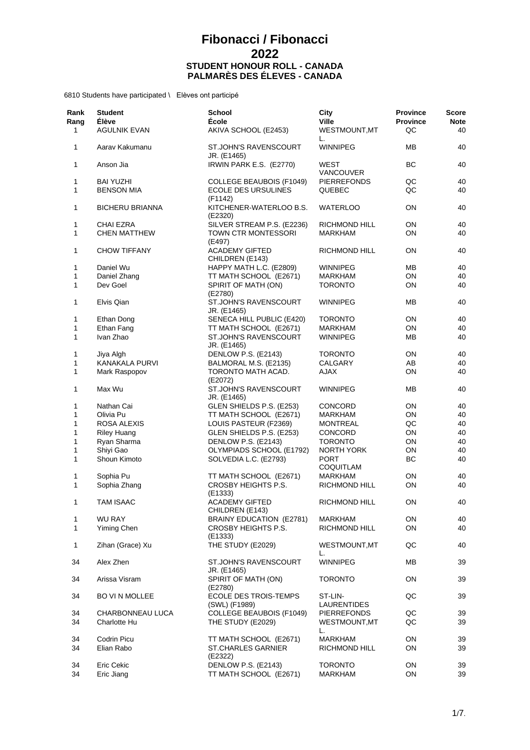# Fibonacci / Fibonacci
# 2022
## STUDENT HONOUR ROLL - CANADA
## PALMARÈS DES ÉLEVES - CANADA

6810 Students have participated \ Elèves ont participé

| Rank Rang | Student Élève | School École | City Ville | Province Province | Score Note |
|---|---|---|---|---|---|
| 1 | AGULNIK EVAN | AKIVA SCHOOL (E2453) | WESTMOUNT,MT L. | QC | 40 |
| 1 | Aarav Kakumanu | ST.JOHN'S RAVENSCOURT JR. (E1465) | WINNIPEG | MB | 40 |
| 1 | Anson Jia | IRWIN PARK E.S. (E2770) | WEST VANCOUVER | BC | 40 |
| 1 | BAI YUZHI | COLLEGE BEAUBOIS (F1049) | PIERREFONDS | QC | 40 |
| 1 | BENSON MIA | ECOLE DES URSULINES (F1142) | QUEBEC | QC | 40 |
| 1 | BICHERU BRIANNA | KITCHENER-WATERLOO B.S. (E2320) | WATERLOO | ON | 40 |
| 1 | CHAI EZRA | SILVER STREAM P.S. (E2236) | RICHMOND HILL | ON | 40 |
| 1 | CHEN MATTHEW | TOWN CTR MONTESSORI (E497) | MARKHAM | ON | 40 |
| 1 | CHOW TIFFANY | ACADEMY GIFTED CHILDREN (E143) | RICHMOND HILL | ON | 40 |
| 1 | Daniel Wu | HAPPY MATH L.C. (E2809) | WINNIPEG | MB | 40 |
| 1 | Daniel Zhang | TT MATH SCHOOL (E2671) | MARKHAM | ON | 40 |
| 1 | Dev Goel | SPIRIT OF MATH (ON) (E2780) | TORONTO | ON | 40 |
| 1 | Elvis Qian | ST.JOHN'S RAVENSCOURT JR. (E1465) | WINNIPEG | MB | 40 |
| 1 | Ethan Dong | SENECA HILL PUBLIC (E420) | TORONTO | ON | 40 |
| 1 | Ethan Fang | TT MATH SCHOOL (E2671) | MARKHAM | ON | 40 |
| 1 | Ivan Zhao | ST.JOHN'S RAVENSCOURT JR. (E1465) | WINNIPEG | MB | 40 |
| 1 | Jiya Algh | DENLOW P.S. (E2143) | TORONTO | ON | 40 |
| 1 | KANAKALA PURVI | BALMORAL M.S. (E2135) | CALGARY | AB | 40 |
| 1 | Mark Raspopov | TORONTO MATH ACAD. (E2072) | AJAX | ON | 40 |
| 1 | Max Wu | ST.JOHN'S RAVENSCOURT JR. (E1465) | WINNIPEG | MB | 40 |
| 1 | Nathan Cai | GLEN SHIELDS P.S. (E253) | CONCORD | ON | 40 |
| 1 | Olivia Pu | TT MATH SCHOOL (E2671) | MARKHAM | ON | 40 |
| 1 | ROSA ALEXIS | LOUIS PASTEUR (F2369) | MONTREAL | QC | 40 |
| 1 | Riley Huang | GLEN SHIELDS P.S. (E253) | CONCORD | ON | 40 |
| 1 | Ryan Sharma | DENLOW P.S. (E2143) | TORONTO | ON | 40 |
| 1 | Shiyi Gao | OLYMPIADS SCHOOL (E1792) | NORTH YORK | ON | 40 |
| 1 | Shoun Kimoto | SOLVEDIA L.C. (E2793) | PORT COQUITLAM | BC | 40 |
| 1 | Sophia Pu | TT MATH SCHOOL (E2671) | MARKHAM | ON | 40 |
| 1 | Sophia Zhang | CROSBY HEIGHTS P.S. (E1333) | RICHMOND HILL | ON | 40 |
| 1 | TAM ISAAC | ACADEMY GIFTED CHILDREN (E143) | RICHMOND HILL | ON | 40 |
| 1 | WU RAY | BRAINY EDUCATION (E2781) | MARKHAM | ON | 40 |
| 1 | Yiming Chen | CROSBY HEIGHTS P.S. (E1333) | RICHMOND HILL | ON | 40 |
| 1 | Zihan (Grace) Xu | THE STUDY (E2029) | WESTMOUNT,MT L. | QC | 40 |
| 34 | Alex Zhen | ST.JOHN'S RAVENSCOURT JR. (E1465) | WINNIPEG | MB | 39 |
| 34 | Arissa Visram | SPIRIT OF MATH (ON) (E2780) | TORONTO | ON | 39 |
| 34 | BO VI N MOLLEE | ECOLE DES TROIS-TEMPS (SWL) (F1989) | ST-LIN-LAURENTIDES | QC | 39 |
| 34 | CHARBONNEAU LUCA | COLLEGE BEAUBOIS (F1049) | PIERREFONDS | QC | 39 |
| 34 | Charlotte Hu | THE STUDY (E2029) | WESTMOUNT,MT L. | QC | 39 |
| 34 | Codrin Picu | TT MATH SCHOOL (E2671) | MARKHAM | ON | 39 |
| 34 | Elian Rabo | ST.CHARLES GARNIER (E2322) | RICHMOND HILL | ON | 39 |
| 34 | Eric Cekic | DENLOW P.S. (E2143) | TORONTO | ON | 39 |
| 34 | Eric Jiang | TT MATH SCHOOL (E2671) | MARKHAM | ON | 39 |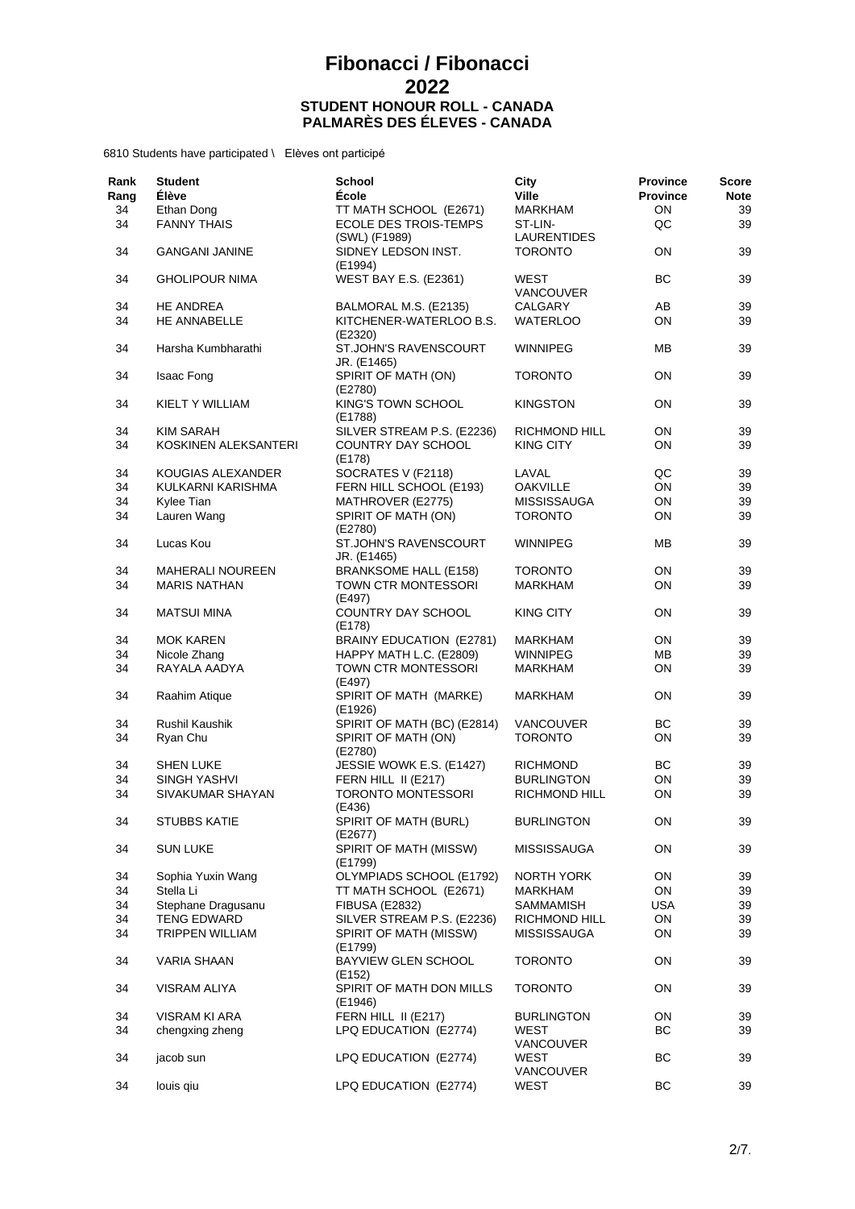# Fibonacci / Fibonacci
## 2022
### STUDENT HONOUR ROLL - CANADA
### PALMARÈS DES ÉLEVES - CANADA

6810 Students have participated \ Elèves ont participé

| Rank<br>Rang | Student<br>Élève | School<br>École | City<br>Ville | Province<br>Province | Score<br>Note |
|---|---|---|---|---|---|
| 34 | Ethan Dong | TT MATH SCHOOL (E2671) | MARKHAM | ON | 39 |
| 34 | FANNY THAIS | ECOLE DES TROIS-TEMPS (SWL) (F1989) | ST-LIN-LAURENTIDES | QC | 39 |
| 34 | GANGANI JANINE | SIDNEY LEDSON INST. (E1994) | TORONTO | ON | 39 |
| 34 | GHOLIPOUR NIMA | WEST BAY E.S. (E2361) | WEST VANCOUVER | BC | 39 |
| 34 | HE ANDREA | BALMORAL M.S. (E2135) | CALGARY | AB | 39 |
| 34 | HE ANNABELLE | KITCHENER-WATERLOO B.S. (E2320) | WATERLOO | ON | 39 |
| 34 | Harsha Kumbharathi | ST.JOHN'S RAVENSCOURT JR. (E1465) | WINNIPEG | MB | 39 |
| 34 | Isaac Fong | SPIRIT OF MATH (ON) (E2780) | TORONTO | ON | 39 |
| 34 | KIELT Y WILLIAM | KING'S TOWN SCHOOL (E1788) | KINGSTON | ON | 39 |
| 34 | KIM SARAH | SILVER STREAM P.S. (E2236) | RICHMOND HILL | ON | 39 |
| 34 | KOSKINEN ALEKSANTERI | COUNTRY DAY SCHOOL (E178) | KING CITY | ON | 39 |
| 34 | KOUGIAS ALEXANDER | SOCRATES V (F2118) | LAVAL | QC | 39 |
| 34 | KULKARNI KARISHMA | FERN HILL SCHOOL (E193) | OAKVILLE | ON | 39 |
| 34 | Kylee Tian | MATHROVER (E2775) | MISSISSAUGA | ON | 39 |
| 34 | Lauren Wang | SPIRIT OF MATH (ON) (E2780) | TORONTO | ON | 39 |
| 34 | Lucas Kou | ST.JOHN'S RAVENSCOURT JR. (E1465) | WINNIPEG | MB | 39 |
| 34 | MAHERALI NOUREEN | BRANKSOME HALL (E158) | TORONTO | ON | 39 |
| 34 | MARIS NATHAN | TOWN CTR MONTESSORI (E497) | MARKHAM | ON | 39 |
| 34 | MATSUI MINA | COUNTRY DAY SCHOOL (E178) | KING CITY | ON | 39 |
| 34 | MOK KAREN | BRAINY EDUCATION (E2781) | MARKHAM | ON | 39 |
| 34 | Nicole Zhang | HAPPY MATH L.C. (E2809) | WINNIPEG | MB | 39 |
| 34 | RAYALA AADYA | TOWN CTR MONTESSORI (E497) | MARKHAM | ON | 39 |
| 34 | Raahim Atique | SPIRIT OF MATH (MARKE) (E1926) | MARKHAM | ON | 39 |
| 34 | Rushil Kaushik | SPIRIT OF MATH (BC) (E2814) | VANCOUVER | BC | 39 |
| 34 | Ryan Chu | SPIRIT OF MATH (ON) (E2780) | TORONTO | ON | 39 |
| 34 | SHEN LUKE | JESSIE WOWK E.S. (E1427) | RICHMOND | BC | 39 |
| 34 | SINGH YASHVI | FERN HILL II (E217) | BURLINGTON | ON | 39 |
| 34 | SIVAKUMAR SHAYAN | TORONTO MONTESSORI (E436) | RICHMOND HILL | ON | 39 |
| 34 | STUBBS KATIE | SPIRIT OF MATH (BURL) (E2677) | BURLINGTON | ON | 39 |
| 34 | SUN LUKE | SPIRIT OF MATH (MISSW) (E1799) | MISSISSAUGA | ON | 39 |
| 34 | Sophia Yuxin Wang | OLYMPIADS SCHOOL (E1792) | NORTH YORK | ON | 39 |
| 34 | Stella Li | TT MATH SCHOOL (E2671) | MARKHAM | ON | 39 |
| 34 | Stephane Dragusanu | FIBUSA (E2832) | SAMMAMISH | USA | 39 |
| 34 | TENG EDWARD | SILVER STREAM P.S. (E2236) | RICHMOND HILL | ON | 39 |
| 34 | TRIPPEN WILLIAM | SPIRIT OF MATH (MISSW) (E1799) | MISSISSAUGA | ON | 39 |
| 34 | VARIA SHAAN | BAYVIEW GLEN SCHOOL (E152) | TORONTO | ON | 39 |
| 34 | VISRAM ALIYA | SPIRIT OF MATH DON MILLS (E1946) | TORONTO | ON | 39 |
| 34 | VISRAM KI ARA | FERN HILL II (E217) | BURLINGTON | ON | 39 |
| 34 | chengxing zheng | LPQ EDUCATION (E2774) | WEST VANCOUVER | BC | 39 |
| 34 | jacob sun | LPQ EDUCATION (E2774) | WEST VANCOUVER | BC | 39 |
| 34 | louis qiu | LPQ EDUCATION (E2774) | WEST | BC | 39 |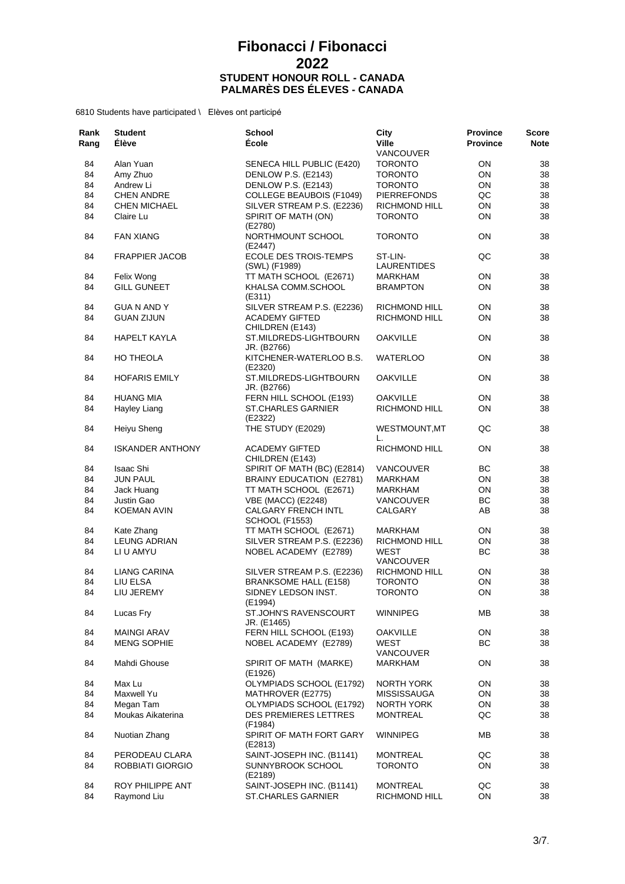# Fibonacci / Fibonacci
# 2022
### STUDENT HONOUR ROLL - CANADA
### PALMARÈS DES ÉLEVES - CANADA

6810 Students have participated \ Elèves ont participé

| Rank<br>Rang | Student<br>Élève | School<br>École | City<br>Ville | Province<br>Province | Score<br>Note |
|---|---|---|---|---|---|
| | | | VANCOUVER | | |
| 84 | Alan Yuan | SENECA HILL PUBLIC (E420) | TORONTO | ON | 38 |
| 84 | Amy Zhuo | DENLOW P.S. (E2143) | TORONTO | ON | 38 |
| 84 | Andrew Li | DENLOW P.S. (E2143) | TORONTO | ON | 38 |
| 84 | CHEN ANDRE | COLLEGE BEAUBOIS (F1049) | PIERREFONDS | QC | 38 |
| 84 | CHEN MICHAEL | SILVER STREAM P.S. (E2236) | RICHMOND HILL | ON | 38 |
| 84 | Claire Lu | SPIRIT OF MATH (ON) (E2780) | TORONTO | ON | 38 |
| 84 | FAN XIANG | NORTHMOUNT SCHOOL (E2447) | TORONTO | ON | 38 |
| 84 | FRAPPIER JACOB | ECOLE DES TROIS-TEMPS (SWL) (F1989) | ST-LIN-LAURENTIDES | QC | 38 |
| 84 | Felix Wong | TT MATH SCHOOL (E2671) | MARKHAM | ON | 38 |
| 84 | GILL GUNEET | KHALSA COMM.SCHOOL (E311) | BRAMPTON | ON | 38 |
| 84 | GUA N AND Y | SILVER STREAM P.S. (E2236) | RICHMOND HILL | ON | 38 |
| 84 | GUAN ZIJUN | ACADEMY GIFTED CHILDREN (E143) | RICHMOND HILL | ON | 38 |
| 84 | HAPELT KAYLA | ST.MILDREDS-LIGHTBOURN JR. (B2766) | OAKVILLE | ON | 38 |
| 84 | HO THEOLA | KITCHENER-WATERLOO B.S. (E2320) | WATERLOO | ON | 38 |
| 84 | HOFARIS EMILY | ST.MILDREDS-LIGHTBOURN JR. (B2766) | OAKVILLE | ON | 38 |
| 84 | HUANG MIA | FERN HILL SCHOOL (E193) | OAKVILLE | ON | 38 |
| 84 | Hayley Liang | ST.CHARLES GARNIER (E2322) | RICHMOND HILL | ON | 38 |
| 84 | Heiyu Sheng | THE STUDY (E2029) | WESTMOUNT,MT L. | QC | 38 |
| 84 | ISKANDER ANTHONY | ACADEMY GIFTED CHILDREN (E143) | RICHMOND HILL | ON | 38 |
| 84 | Isaac Shi | SPIRIT OF MATH (BC) (E2814) | VANCOUVER | BC | 38 |
| 84 | JUN PAUL | BRAINY EDUCATION (E2781) | MARKHAM | ON | 38 |
| 84 | Jack Huang | TT MATH SCHOOL (E2671) | MARKHAM | ON | 38 |
| 84 | Justin Gao | VBE (MACC) (E2248) | VANCOUVER | BC | 38 |
| 84 | KOEMAN AVIN | CALGARY FRENCH INTL SCHOOL (F1553) | CALGARY | AB | 38 |
| 84 | Kate Zhang | TT MATH SCHOOL (E2671) | MARKHAM | ON | 38 |
| 84 | LEUNG ADRIAN | SILVER STREAM P.S. (E2236) | RICHMOND HILL | ON | 38 |
| 84 | LI U AMYU | NOBEL ACADEMY (E2789) | WEST VANCOUVER | BC | 38 |
| 84 | LIANG CARINA | SILVER STREAM P.S. (E2236) | RICHMOND HILL | ON | 38 |
| 84 | LIU ELSA | BRANKSOME HALL (E158) | TORONTO | ON | 38 |
| 84 | LIU JEREMY | SIDNEY LEDSON INST. (E1994) | TORONTO | ON | 38 |
| 84 | Lucas Fry | ST.JOHN'S RAVENSCOURT JR. (E1465) | WINNIPEG | MB | 38 |
| 84 | MAINGI ARAV | FERN HILL SCHOOL (E193) | OAKVILLE | ON | 38 |
| 84 | MENG SOPHIE | NOBEL ACADEMY (E2789) | WEST VANCOUVER | BC | 38 |
| 84 | Mahdi Ghouse | SPIRIT OF MATH (MARKE) (E1926) | MARKHAM | ON | 38 |
| 84 | Max Lu | OLYMPIADS SCHOOL (E1792) | NORTH YORK | ON | 38 |
| 84 | Maxwell Yu | MATHROVER (E2775) | MISSISSAUGA | ON | 38 |
| 84 | Megan Tam | OLYMPIADS SCHOOL (E1792) | NORTH YORK | ON | 38 |
| 84 | Moukas Aikaterina | DES PREMIERES LETTRES (F1984) | MONTREAL | QC | 38 |
| 84 | Nuotian Zhang | SPIRIT OF MATH FORT GARY (E2813) | WINNIPEG | MB | 38 |
| 84 | PERODEAU CLARA | SAINT-JOSEPH INC. (B1141) | MONTREAL | QC | 38 |
| 84 | ROBBIATI GIORGIO | SUNNYBROOK SCHOOL (E2189) | TORONTO | ON | 38 |
| 84 | ROY PHILIPPE ANT | SAINT-JOSEPH INC. (B1141) | MONTREAL | QC | 38 |
| 84 | Raymond Liu | ST.CHARLES GARNIER | RICHMOND HILL | ON | 38 |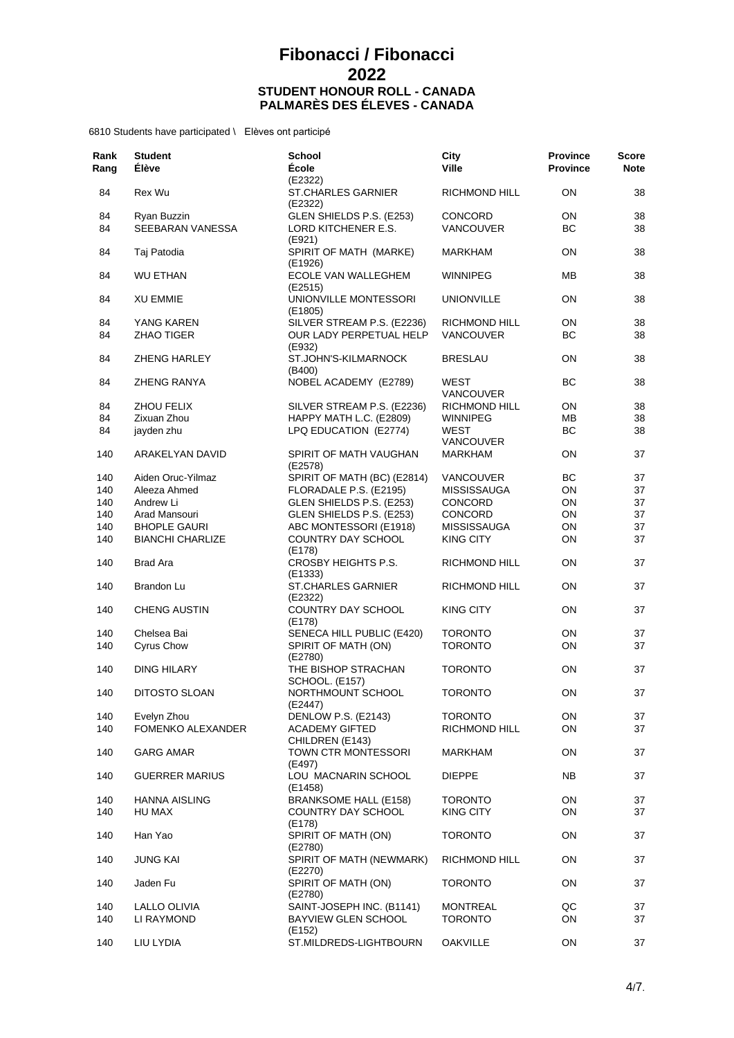# Fibonacci / Fibonacci
# 2022
## STUDENT HONOUR ROLL - CANADA
## PALMARÈS DES ÉLEVES - CANADA

6810 Students have participated \ Elèves ont participé

| Rank<br>Rang | Student<br>Élève | School<br>École | City<br>Ville | Province<br>Province | Score<br>Note |
|---|---|---|---|---|---|
| 84 | Rex Wu | (E2322)<br>ST.CHARLES GARNIER (E2322) | RICHMOND HILL | ON | 38 |
| 84 | Ryan Buzzin | GLEN SHIELDS P.S. (E253) | CONCORD | ON | 38 |
| 84 | SEEBARAN VANESSA | LORD KITCHENER E.S. (E921) | VANCOUVER | BC | 38 |
| 84 | Taj Patodia | SPIRIT OF MATH (MARKE) (E1926) | MARKHAM | ON | 38 |
| 84 | WU ETHAN | ECOLE VAN WALLEGHEM (E2515) | WINNIPEG | MB | 38 |
| 84 | XU EMMIE | UNIONVILLE MONTESSORI (E1805) | UNIONVILLE | ON | 38 |
| 84 | YANG KAREN | SILVER STREAM P.S. (E2236) | RICHMOND HILL | ON | 38 |
| 84 | ZHAO TIGER | OUR LADY PERPETUAL HELP (E932) | VANCOUVER | BC | 38 |
| 84 | ZHENG HARLEY | ST.JOHN'S-KILMARNOCK (B400) | BRESLAU | ON | 38 |
| 84 | ZHENG RANYA | NOBEL ACADEMY (E2789) | WEST VANCOUVER | BC | 38 |
| 84 | ZHOU FELIX | SILVER STREAM P.S. (E2236) | RICHMOND HILL | ON | 38 |
| 84 | Zixuan Zhou | HAPPY MATH L.C. (E2809) | WINNIPEG | MB | 38 |
| 84 | jayden zhu | LPQ EDUCATION (E2774) | WEST VANCOUVER | BC | 38 |
| 140 | ARAKELYAN DAVID | SPIRIT OF MATH VAUGHAN (E2578) | MARKHAM | ON | 37 |
| 140 | Aiden Oruc-Yilmaz | SPIRIT OF MATH (BC) (E2814) | VANCOUVER | BC | 37 |
| 140 | Aleeza Ahmed | FLORADALE P.S. (E2195) | MISSISSAUGA | ON | 37 |
| 140 | Andrew Li | GLEN SHIELDS P.S. (E253) | CONCORD | ON | 37 |
| 140 | Arad Mansouri | GLEN SHIELDS P.S. (E253) | CONCORD | ON | 37 |
| 140 | BHOPLE GAURI | ABC MONTESSORI (E1918) | MISSISSAUGA | ON | 37 |
| 140 | BIANCHI CHARLIZE | COUNTRY DAY SCHOOL (E178) | KING CITY | ON | 37 |
| 140 | Brad Ara | CROSBY HEIGHTS P.S. (E1333) | RICHMOND HILL | ON | 37 |
| 140 | Brandon Lu | ST.CHARLES GARNIER (E2322) | RICHMOND HILL | ON | 37 |
| 140 | CHENG AUSTIN | COUNTRY DAY SCHOOL (E178) | KING CITY | ON | 37 |
| 140 | Chelsea Bai | SENECA HILL PUBLIC (E420) | TORONTO | ON | 37 |
| 140 | Cyrus Chow | SPIRIT OF MATH (ON) (E2780) | TORONTO | ON | 37 |
| 140 | DING HILARY | THE BISHOP STRACHAN SCHOOL. (E157) | TORONTO | ON | 37 |
| 140 | DITOSTO SLOAN | NORTHMOUNT SCHOOL (E2447) | TORONTO | ON | 37 |
| 140 | Evelyn Zhou | DENLOW P.S. (E2143) | TORONTO | ON | 37 |
| 140 | FOMENKO ALEXANDER | ACADEMY GIFTED CHILDREN (E143) | RICHMOND HILL | ON | 37 |
| 140 | GARG AMAR | TOWN CTR MONTESSORI (E497) | MARKHAM | ON | 37 |
| 140 | GUERRER MARIUS | LOU MACNARIN SCHOOL (E1458) | DIEPPE | NB | 37 |
| 140 | HANNA AISLING | BRANKSOME HALL (E158) | TORONTO | ON | 37 |
| 140 | HU MAX | COUNTRY DAY SCHOOL (E178) | KING CITY | ON | 37 |
| 140 | Han Yao | SPIRIT OF MATH (ON) (E2780) | TORONTO | ON | 37 |
| 140 | JUNG KAI | SPIRIT OF MATH (NEWMARK) (E2270) | RICHMOND HILL | ON | 37 |
| 140 | Jaden Fu | SPIRIT OF MATH (ON) (E2780) | TORONTO | ON | 37 |
| 140 | LALLO OLIVIA | SAINT-JOSEPH INC. (B1141) | MONTREAL | QC | 37 |
| 140 | LI RAYMOND | BAYVIEW GLEN SCHOOL (E152) | TORONTO | ON | 37 |
| 140 | LIU LYDIA | ST.MILDREDS-LIGHTBOURN | OAKVILLE | ON | 37 |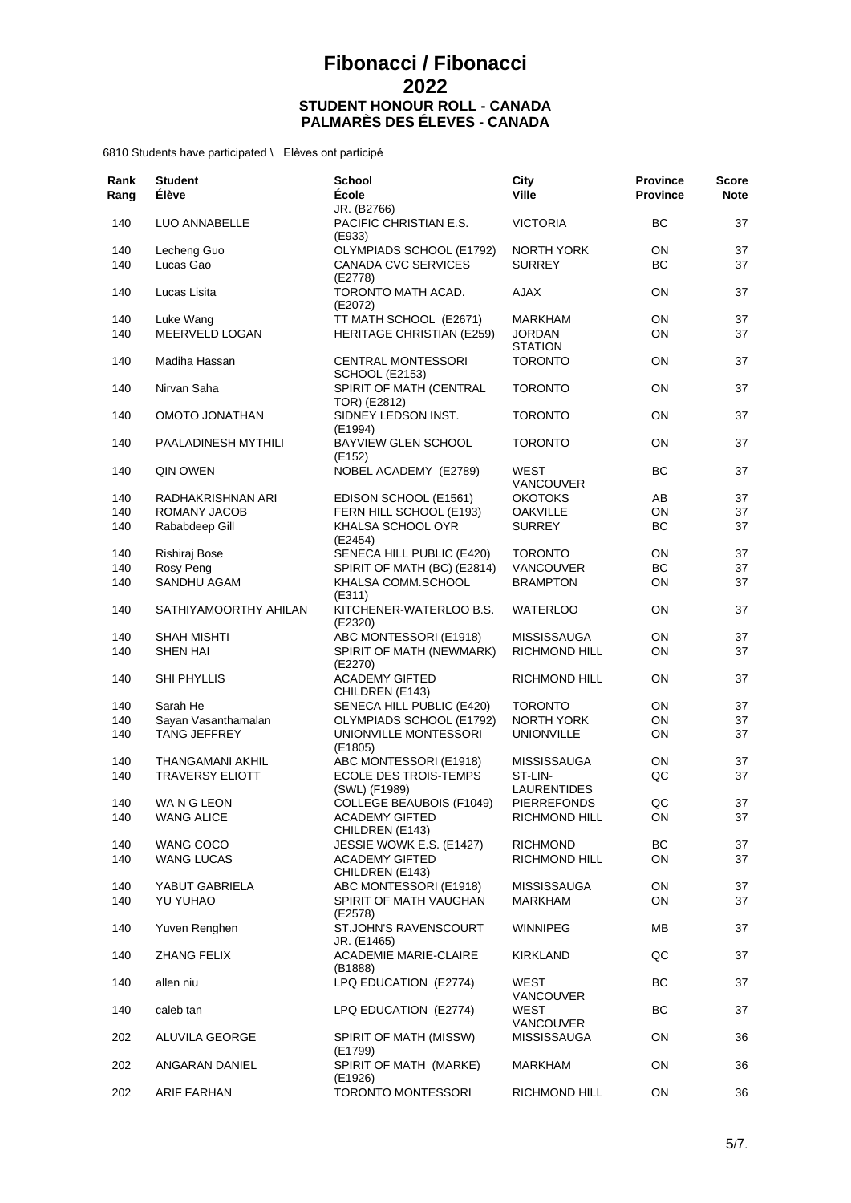# Fibonacci / Fibonacci
# 2022
### STUDENT HONOUR ROLL - CANADA
### PALMARÈS DES ÉLEVES - CANADA

6810 Students have participated \ Elèves ont participé

| Rank Rang | Student Élève | School École | City Ville | Province Province | Score Note |
|---|---|---|---|---|---|
| | | JR. (B2766) | | | |
| 140 | LUO ANNABELLE | PACIFIC CHRISTIAN E.S. (E933) | VICTORIA | BC | 37 |
| 140 | Lecheng Guo | OLYMPIADS SCHOOL (E1792) | NORTH YORK | ON | 37 |
| 140 | Lucas Gao | CANADA CVC SERVICES (E2778) | SURREY | BC | 37 |
| 140 | Lucas Lisita | TORONTO MATH ACAD. (E2072) | AJAX | ON | 37 |
| 140 | Luke Wang | TT MATH SCHOOL (E2671) | MARKHAM | ON | 37 |
| 140 | MEERVELD LOGAN | HERITAGE CHRISTIAN (E259) | JORDAN STATION | ON | 37 |
| 140 | Madiha Hassan | CENTRAL MONTESSORI SCHOOL (E2153) | TORONTO | ON | 37 |
| 140 | Nirvan Saha | SPIRIT OF MATH (CENTRAL TOR) (E2812) | TORONTO | ON | 37 |
| 140 | OMOTO JONATHAN | SIDNEY LEDSON INST. (E1994) | TORONTO | ON | 37 |
| 140 | PAALADINESH MYTHILI | BAYVIEW GLEN SCHOOL (E152) | TORONTO | ON | 37 |
| 140 | QIN OWEN | NOBEL ACADEMY (E2789) | WEST VANCOUVER | BC | 37 |
| 140 | RADHAKRISHNAN ARI | EDISON SCHOOL (E1561) | OKOTOKS | AB | 37 |
| 140 | ROMANY JACOB | FERN HILL SCHOOL (E193) | OAKVILLE | ON | 37 |
| 140 | Rababdeep Gill | KHALSA SCHOOL OYR (E2454) | SURREY | BC | 37 |
| 140 | Rishiraj Bose | SENECA HILL PUBLIC (E420) | TORONTO | ON | 37 |
| 140 | Rosy Peng | SPIRIT OF MATH (BC) (E2814) | VANCOUVER | BC | 37 |
| 140 | SANDHU AGAM | KHALSA COMM.SCHOOL (E311) | BRAMPTON | ON | 37 |
| 140 | SATHIYAMOORTHY AHILAN | KITCHENER-WATERLOO B.S. (E2320) | WATERLOO | ON | 37 |
| 140 | SHAH MISHTI | ABC MONTESSORI (E1918) | MISSISSAUGA | ON | 37 |
| 140 | SHEN HAI | SPIRIT OF MATH (NEWMARK) (E2270) | RICHMOND HILL | ON | 37 |
| 140 | SHI PHYLLIS | ACADEMY GIFTED CHILDREN (E143) | RICHMOND HILL | ON | 37 |
| 140 | Sarah He | SENECA HILL PUBLIC (E420) | TORONTO | ON | 37 |
| 140 | Sayan Vasanthamalan | OLYMPIADS SCHOOL (E1792) | NORTH YORK | ON | 37 |
| 140 | TANG JEFFREY | UNIONVILLE MONTESSORI (E1805) | UNIONVILLE | ON | 37 |
| 140 | THANGAMANI AKHIL | ABC MONTESSORI (E1918) | MISSISSAUGA | ON | 37 |
| 140 | TRAVERSY ELIOTT | ECOLE DES TROIS-TEMPS (SWL) (F1989) | ST-LIN-LAURENTIDES | QC | 37 |
| 140 | WA N G LEON | COLLEGE BEAUBOIS (F1049) | PIERREFONDS | QC | 37 |
| 140 | WANG ALICE | ACADEMY GIFTED CHILDREN (E143) | RICHMOND HILL | ON | 37 |
| 140 | WANG COCO | JESSIE WOWK E.S. (E1427) | RICHMOND | BC | 37 |
| 140 | WANG LUCAS | ACADEMY GIFTED CHILDREN (E143) | RICHMOND HILL | ON | 37 |
| 140 | YABUT GABRIELA | ABC MONTESSORI (E1918) | MISSISSAUGA | ON | 37 |
| 140 | YU YUHAO | SPIRIT OF MATH VAUGHAN (E2578) | MARKHAM | ON | 37 |
| 140 | Yuven Renghen | ST.JOHN'S RAVENSCOURT JR. (E1465) | WINNIPEG | MB | 37 |
| 140 | ZHANG FELIX | ACADEMIE MARIE-CLAIRE (B1888) | KIRKLAND | QC | 37 |
| 140 | allen niu | LPQ EDUCATION (E2774) | WEST VANCOUVER | BC | 37 |
| 140 | caleb tan | LPQ EDUCATION (E2774) | WEST VANCOUVER | BC | 37 |
| 202 | ALUVILA GEORGE | SPIRIT OF MATH (MISSW) (E1799) | MISSISSAUGA | ON | 36 |
| 202 | ANGARAN DANIEL | SPIRIT OF MATH (MARKE) (E1926) | MARKHAM | ON | 36 |
| 202 | ARIF FARHAN | TORONTO MONTESSORI | RICHMOND HILL | ON | 36 |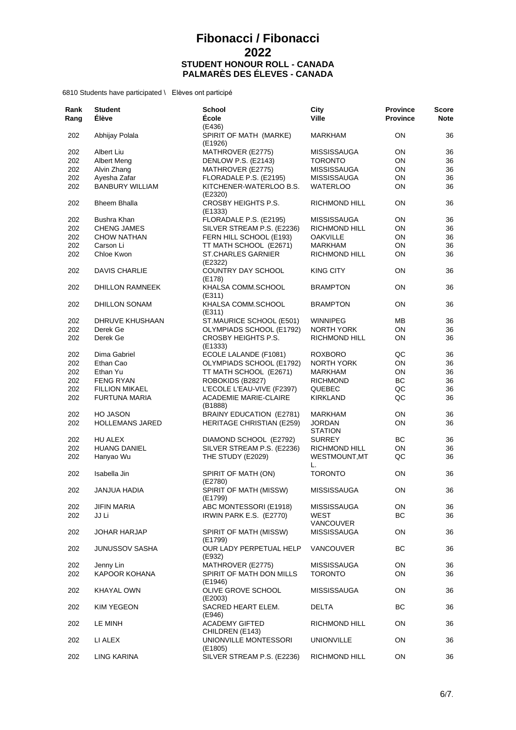# Fibonacci / Fibonacci
# 2022
### STUDENT HONOUR ROLL - CANADA
### PALMARÈS DES ÉLEVES - CANADA

6810 Students have participated \ Elèves ont participé

| Rank<br>Rang | Student<br>Élève | School<br>École | City<br>Ville | Province<br>Province | Score<br>Note |
|---|---|---|---|---|---|
| 202 | Abhijay Polala | (E436)<br>SPIRIT OF MATH (MARKE) (E1926) | MARKHAM | ON | 36 |
| 202 | Albert Liu | MATHROVER (E2775) | MISSISSAUGA | ON | 36 |
| 202 | Albert Meng | DENLOW P.S. (E2143) | TORONTO | ON | 36 |
| 202 | Alvin Zhang | MATHROVER (E2775) | MISSISSAUGA | ON | 36 |
| 202 | Ayesha Zafar | FLORADALE P.S. (E2195) | MISSISSAUGA | ON | 36 |
| 202 | BANBURY WILLIAM | KITCHENER-WATERLOO B.S. (E2320) | WATERLOO | ON | 36 |
| 202 | Bheem Bhalla | CROSBY HEIGHTS P.S. (E1333) | RICHMOND HILL | ON | 36 |
| 202 | Bushra Khan | FLORADALE P.S. (E2195) | MISSISSAUGA | ON | 36 |
| 202 | CHENG JAMES | SILVER STREAM P.S. (E2236) | RICHMOND HILL | ON | 36 |
| 202 | CHOW NATHAN | FERN HILL SCHOOL (E193) | OAKVILLE | ON | 36 |
| 202 | Carson Li | TT MATH SCHOOL (E2671) | MARKHAM | ON | 36 |
| 202 | Chloe Kwon | ST.CHARLES GARNIER (E2322) | RICHMOND HILL | ON | 36 |
| 202 | DAVIS CHARLIE | COUNTRY DAY SCHOOL (E178) | KING CITY | ON | 36 |
| 202 | DHILLON RAMNEEK | KHALSA COMM.SCHOOL (E311) | BRAMPTON | ON | 36 |
| 202 | DHILLON SONAM | KHALSA COMM.SCHOOL (E311) | BRAMPTON | ON | 36 |
| 202 | DHRUVE KHUSHAAN | ST.MAURICE SCHOOL (E501) | WINNIPEG | MB | 36 |
| 202 | Derek Ge | OLYMPIADS SCHOOL (E1792) | NORTH YORK | ON | 36 |
| 202 | Derek Ge | CROSBY HEIGHTS P.S. (E1333) | RICHMOND HILL | ON | 36 |
| 202 | Dima Gabriel | ECOLE LALANDE (F1081) | ROXBORO | QC | 36 |
| 202 | Ethan Cao | OLYMPIADS SCHOOL (E1792) | NORTH YORK | ON | 36 |
| 202 | Ethan Yu | TT MATH SCHOOL (E2671) | MARKHAM | ON | 36 |
| 202 | FENG RYAN | ROBOKIDS (B2827) | RICHMOND | BC | 36 |
| 202 | FILLION MIKAEL | L'ECOLE L'EAU-VIVE (F2397) | QUEBEC | QC | 36 |
| 202 | FURTUNA MARIA | ACADEMIE MARIE-CLAIRE (B1888) | KIRKLAND | QC | 36 |
| 202 | HO JASON | BRAINY EDUCATION (E2781) | MARKHAM | ON | 36 |
| 202 | HOLLEMANS JARED | HERITAGE CHRISTIAN (E259) | JORDAN STATION | ON | 36 |
| 202 | HU ALEX | DIAMOND SCHOOL (E2792) | SURREY | BC | 36 |
| 202 | HUANG DANIEL | SILVER STREAM P.S. (E2236) | RICHMOND HILL | ON | 36 |
| 202 | Hanyao Wu | THE STUDY (E2029) | WESTMOUNT,MT L. | QC | 36 |
| 202 | Isabella Jin | SPIRIT OF MATH (ON) (E2780) | TORONTO | ON | 36 |
| 202 | JANJUA HADIA | SPIRIT OF MATH (MISSW) (E1799) | MISSISSAUGA | ON | 36 |
| 202 | JIFIN MARIA | ABC MONTESSORI (E1918) | MISSISSAUGA | ON | 36 |
| 202 | JJ Li | IRWIN PARK E.S. (E2770) | WEST VANCOUVER | BC | 36 |
| 202 | JOHAR HARJAP | SPIRIT OF MATH (MISSW) (E1799) | MISSISSAUGA | ON | 36 |
| 202 | JUNUSSOV SASHA | OUR LADY PERPETUAL HELP (E932) | VANCOUVER | BC | 36 |
| 202 | Jenny Lin | MATHROVER (E2775) | MISSISSAUGA | ON | 36 |
| 202 | KAPOOR KOHANA | SPIRIT OF MATH DON MILLS (E1946) | TORONTO | ON | 36 |
| 202 | KHAYAL OWN | OLIVE GROVE SCHOOL (E2003) | MISSISSAUGA | ON | 36 |
| 202 | KIM YEGEON | SACRED HEART ELEM. (E946) | DELTA | BC | 36 |
| 202 | LE MINH | ACADEMY GIFTED CHILDREN (E143) | RICHMOND HILL | ON | 36 |
| 202 | LI ALEX | UNIONVILLE MONTESSORI (E1805) | UNIONVILLE | ON | 36 |
| 202 | LING KARINA | SILVER STREAM P.S. (E2236) | RICHMOND HILL | ON | 36 |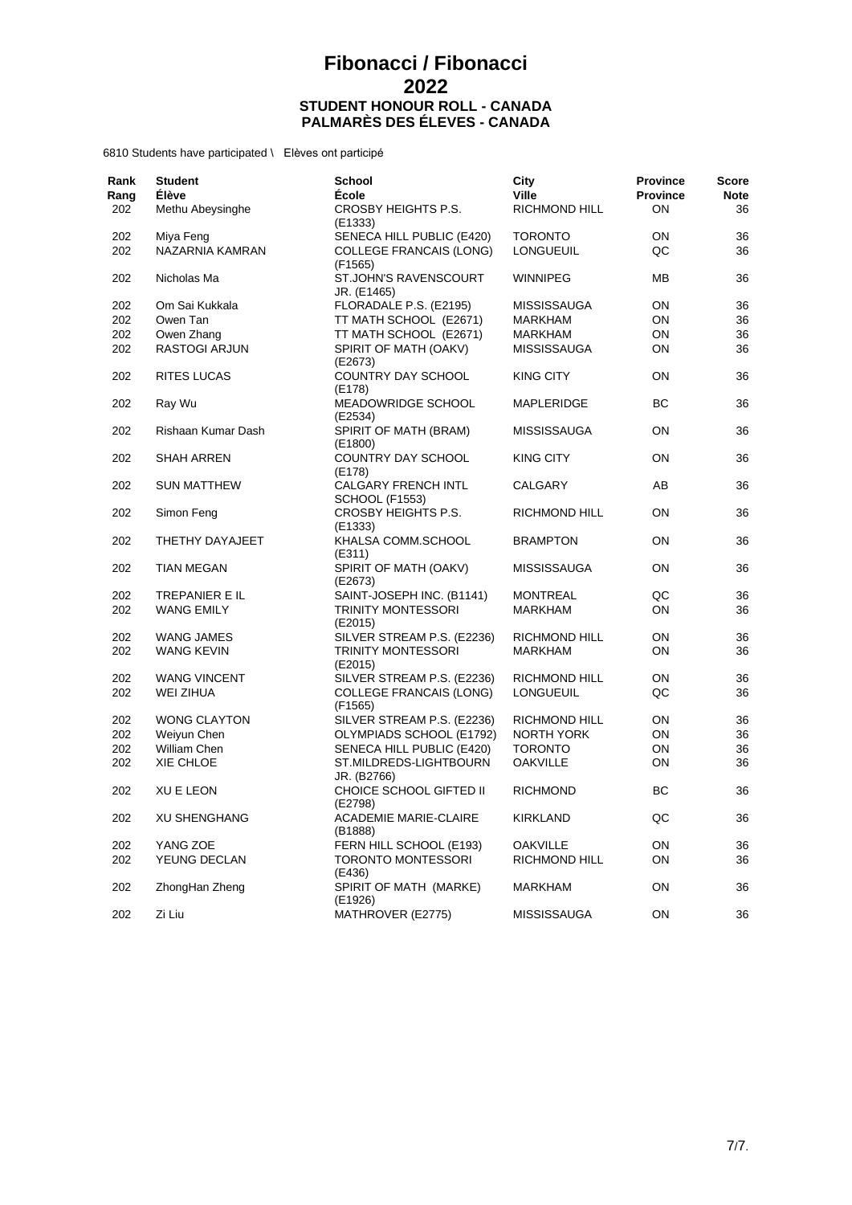# Fibonacci / Fibonacci
## 2022
### STUDENT HONOUR ROLL - CANADA
### PALMARÈS DES ÉLEVES - CANADA

6810 Students have participated \ Elèves ont participé

| Rank<br>Rang | Student<br>Élève | School<br>École | City<br>Ville | Province<br>Province | Score<br>Note |
|---|---|---|---|---|---|
| 202 | Methu Abeysinghe | CROSBY HEIGHTS P.S. (E1333) | RICHMOND HILL | ON | 36 |
| 202 | Miya Feng | SENECA HILL PUBLIC (E420) | TORONTO | ON | 36 |
| 202 | NAZARNIA KAMRAN | COLLEGE FRANCAIS (LONG) (F1565) | LONGUEUIL | QC | 36 |
| 202 | Nicholas Ma | ST.JOHN'S RAVENSCOURT JR. (E1465) | WINNIPEG | MB | 36 |
| 202 | Om Sai Kukkala | FLORADALE P.S. (E2195) | MISSISSAUGA | ON | 36 |
| 202 | Owen Tan | TT MATH SCHOOL (E2671) | MARKHAM | ON | 36 |
| 202 | Owen Zhang | TT MATH SCHOOL (E2671) | MARKHAM | ON | 36 |
| 202 | RASTOGI ARJUN | SPIRIT OF MATH (OAKV) (E2673) | MISSISSAUGA | ON | 36 |
| 202 | RITES LUCAS | COUNTRY DAY SCHOOL (E178) | KING CITY | ON | 36 |
| 202 | Ray Wu | MEADOWRIDGE SCHOOL (E2534) | MAPLERIDGE | BC | 36 |
| 202 | Rishaan Kumar Dash | SPIRIT OF MATH (BRAM) (E1800) | MISSISSAUGA | ON | 36 |
| 202 | SHAH ARREN | COUNTRY DAY SCHOOL (E178) | KING CITY | ON | 36 |
| 202 | SUN MATTHEW | CALGARY FRENCH INTL SCHOOL (F1553) | CALGARY | AB | 36 |
| 202 | Simon Feng | CROSBY HEIGHTS P.S. (E1333) | RICHMOND HILL | ON | 36 |
| 202 | THETHY DAYAJEET | KHALSA COMM.SCHOOL (E311) | BRAMPTON | ON | 36 |
| 202 | TIAN MEGAN | SPIRIT OF MATH (OAKV) (E2673) | MISSISSAUGA | ON | 36 |
| 202 | TREPANIER E IL | SAINT-JOSEPH INC. (B1141) | MONTREAL | QC | 36 |
| 202 | WANG EMILY | TRINITY MONTESSORI (E2015) | MARKHAM | ON | 36 |
| 202 | WANG JAMES | SILVER STREAM P.S. (E2236) | RICHMOND HILL | ON | 36 |
| 202 | WANG KEVIN | TRINITY MONTESSORI (E2015) | MARKHAM | ON | 36 |
| 202 | WANG VINCENT | SILVER STREAM P.S. (E2236) | RICHMOND HILL | ON | 36 |
| 202 | WEI ZIHUA | COLLEGE FRANCAIS (LONG) (F1565) | LONGUEUIL | QC | 36 |
| 202 | WONG CLAYTON | SILVER STREAM P.S. (E2236) | RICHMOND HILL | ON | 36 |
| 202 | Weiyun Chen | OLYMPIADS SCHOOL (E1792) | NORTH YORK | ON | 36 |
| 202 | William Chen | SENECA HILL PUBLIC (E420) | TORONTO | ON | 36 |
| 202 | XIE CHLOE | ST.MILDREDS-LIGHTBOURN JR. (B2766) | OAKVILLE | ON | 36 |
| 202 | XU E LEON | CHOICE SCHOOL GIFTED II (E2798) | RICHMOND | BC | 36 |
| 202 | XU SHENGHANG | ACADEMIE MARIE-CLAIRE (B1888) | KIRKLAND | QC | 36 |
| 202 | YANG ZOE | FERN HILL SCHOOL (E193) | OAKVILLE | ON | 36 |
| 202 | YEUNG DECLAN | TORONTO MONTESSORI (E436) | RICHMOND HILL | ON | 36 |
| 202 | ZhongHan Zheng | SPIRIT OF MATH (MARKE) (E1926) | MARKHAM | ON | 36 |
| 202 | Zi Liu | MATHROVER (E2775) | MISSISSAUGA | ON | 36 |